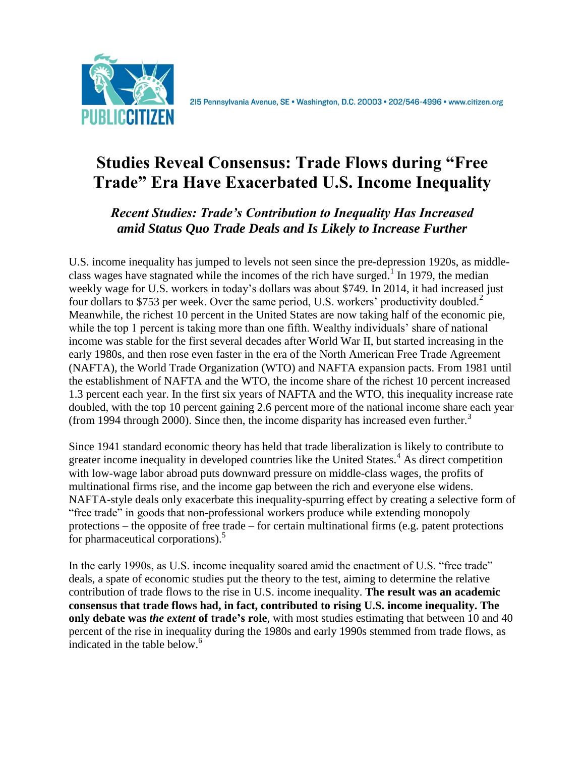PUBLIC CITIZEN

215 Pennsylvania Avenue, SE • Washington, D.C. 20003 • 202/546-4996 • www.citizen.org

# Studies Reveal Consensus: Trade Flows during "Free Trade" Era Have Exacerbated U.S. Income Inequality

## *Recent Studies: Trade's Contribution to Inequality Has Increased amid Status Quo Trade Deals and Is Likely to Increase Further*

U.S. income inequality has jumped to levels not seen since the pre-depression 1920s, as middle-class wages have stagnated while the incomes of the rich have surged.[1] In 1979, the median weekly wage for U.S. workers in today's dollars was about $749. In 2014, it had increased just four dollars to $753 per week. Over the same period, U.S. workers' productivity doubled.[2] Meanwhile, the richest 10 percent in the United States are now taking half of the economic pie, while the top 1 percent is taking more than one fifth. Wealthy individuals' share of national income was stable for the first several decades after World War II, but started increasing in the early 1980s, and then rose even faster in the era of the North American Free Trade Agreement (NAFTA), the World Trade Organization (WTO) and NAFTA expansion pacts. From 1981 until the establishment of NAFTA and the WTO, the income share of the richest 10 percent increased 1.3 percent each year. In the first six years of NAFTA and the WTO, this inequality increase rate doubled, with the top 10 percent gaining 2.6 percent more of the national income share each year (from 1994 through 2000). Since then, the income disparity has increased even further.[3]

Since 1941 standard economic theory has held that trade liberalization is likely to contribute to greater income inequality in developed countries like the United States.[4] As direct competition with low-wage labor abroad puts downward pressure on middle-class wages, the profits of multinational firms rise, and the income gap between the rich and everyone else widens. NAFTA-style deals only exacerbate this inequality-spurring effect by creating a selective form of "free trade" in goods that non-professional workers produce while extending monopoly protections – the opposite of free trade – for certain multinational firms (e.g. patent protections for pharmaceutical corporations).[5]

In the early 1990s, as U.S. income inequality soared amid the enactment of U.S. "free trade" deals, a spate of economic studies put the theory to the test, aiming to determine the relative contribution of trade flows to the rise in U.S. income inequality. **The result was an academic consensus that trade flows had, in fact, contributed to rising U.S. income inequality. The only debate was *the extent* of trade's role**, with most studies estimating that between 10 and 40 percent of the rise in inequality during the 1980s and early 1990s stemmed from trade flows, as indicated in the table below.[6]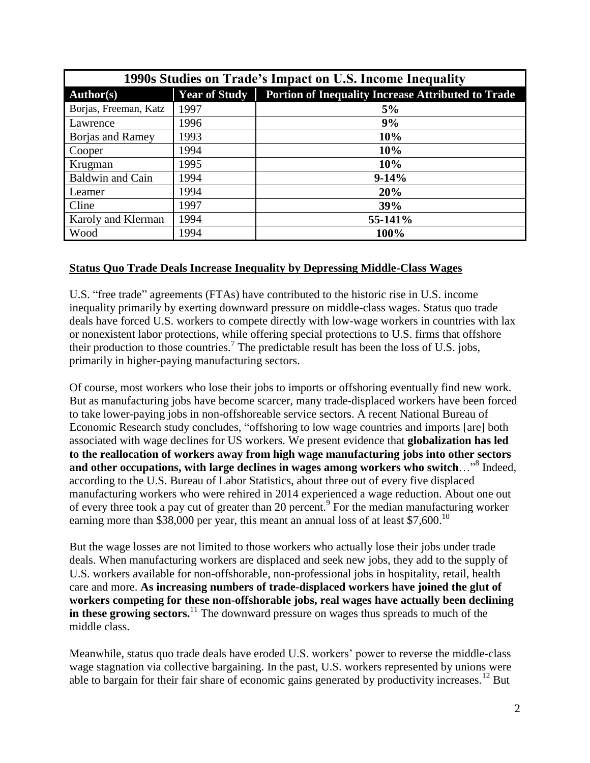| 1990s Studies on Trade's Impact on U.S. Income Inequality | | |
|---|---|---|
| **Author(s)** | **Year of Study** | **Portion of Inequality Increase Attributed to Trade** |
| Borjas, Freeman, Katz | 1997 | **5%** |
| Lawrence | 1996 | **9%** |
| Borjas and Ramey | 1993 | **10%** |
| Cooper | 1994 | **10%** |
| Krugman | 1995 | **10%** |
| Baldwin and Cain | 1994 | **9-14%** |
| Leamer | 1994 | **20%** |
| Cline | 1997 | **39%** |
| Karoly and Klerman | 1994 | **55-141%** |
| Wood | 1994 | **100%** |

**Status Quo Trade Deals Increase Inequality by Depressing Middle-Class Wages**

U.S. "free trade" agreements (FTAs) have contributed to the historic rise in U.S. income inequality primarily by exerting downward pressure on middle-class wages. Status quo trade deals have forced U.S. workers to compete directly with low-wage workers in countries with lax or nonexistent labor protections, while offering special protections to U.S. firms that offshore their production to those countries.[7] The predictable result has been the loss of U.S. jobs, primarily in higher-paying manufacturing sectors.

Of course, most workers who lose their jobs to imports or offshoring eventually find new work. But as manufacturing jobs have become scarcer, many trade-displaced workers have been forced to take lower-paying jobs in non-offshoreable service sectors. A recent National Bureau of Economic Research study concludes, "offshoring to low wage countries and imports [are] both associated with wage declines for US workers. We present evidence that **globalization has led to the reallocation of workers away from high wage manufacturing jobs into other sectors and other occupations, with large declines in wages among workers who switch**…"[8] Indeed, according to the U.S. Bureau of Labor Statistics, about three out of every five displaced manufacturing workers who were rehired in 2014 experienced a wage reduction. About one out of every three took a pay cut of greater than 20 percent.[9] For the median manufacturing worker earning more than $38,000 per year, this meant an annual loss of at least $7,600.[10]

But the wage losses are not limited to those workers who actually lose their jobs under trade deals. When manufacturing workers are displaced and seek new jobs, they add to the supply of U.S. workers available for non-offshorable, non-professional jobs in hospitality, retail, health care and more. **As increasing numbers of trade-displaced workers have joined the glut of workers competing for these non-offshorable jobs, real wages have actually been declining in these growing sectors.**[11] The downward pressure on wages thus spreads to much of the middle class.

Meanwhile, status quo trade deals have eroded U.S. workers' power to reverse the middle-class wage stagnation via collective bargaining. In the past, U.S. workers represented by unions were able to bargain for their fair share of economic gains generated by productivity increases.[12] But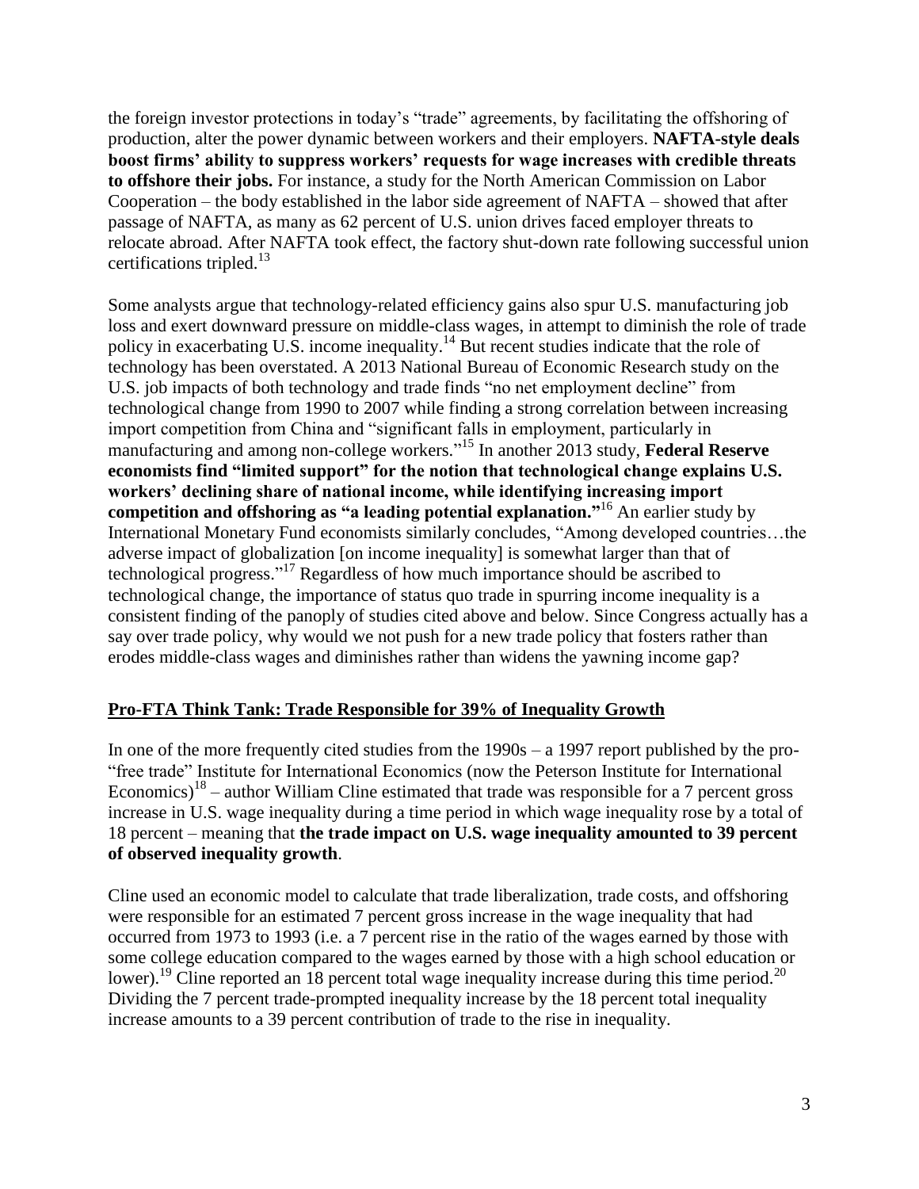the foreign investor protections in today's "trade" agreements, by facilitating the offshoring of production, alter the power dynamic between workers and their employers. **NAFTA-style deals boost firms' ability to suppress workers' requests for wage increases with credible threats to offshore their jobs.** For instance, a study for the North American Commission on Labor Cooperation – the body established in the labor side agreement of NAFTA – showed that after passage of NAFTA, as many as 62 percent of U.S. union drives faced employer threats to relocate abroad. After NAFTA took effect, the factory shut-down rate following successful union certifications tripled.[13]

Some analysts argue that technology-related efficiency gains also spur U.S. manufacturing job loss and exert downward pressure on middle-class wages, in attempt to diminish the role of trade policy in exacerbating U.S. income inequality.[14] But recent studies indicate that the role of technology has been overstated. A 2013 National Bureau of Economic Research study on the U.S. job impacts of both technology and trade finds "no net employment decline" from technological change from 1990 to 2007 while finding a strong correlation between increasing import competition from China and "significant falls in employment, particularly in manufacturing and among non-college workers."[15] In another 2013 study, **Federal Reserve economists find "limited support" for the notion that technological change explains U.S. workers' declining share of national income, while identifying increasing import competition and offshoring as "a leading potential explanation."**[16] An earlier study by International Monetary Fund economists similarly concludes, "Among developed countries…the adverse impact of globalization [on income inequality] is somewhat larger than that of technological progress."[17] Regardless of how much importance should be ascribed to technological change, the importance of status quo trade in spurring income inequality is a consistent finding of the panoply of studies cited above and below. Since Congress actually has a say over trade policy, why would we not push for a new trade policy that fosters rather than erodes middle-class wages and diminishes rather than widens the yawning income gap?

## Pro-FTA Think Tank: Trade Responsible for 39% of Inequality Growth

In one of the more frequently cited studies from the 1990s – a 1997 report published by the pro-"free trade" Institute for International Economics (now the Peterson Institute for International Economics)[18] – author William Cline estimated that trade was responsible for a 7 percent gross increase in U.S. wage inequality during a time period in which wage inequality rose by a total of 18 percent – meaning that **the trade impact on U.S. wage inequality amounted to 39 percent of observed inequality growth**.

Cline used an economic model to calculate that trade liberalization, trade costs, and offshoring were responsible for an estimated 7 percent gross increase in the wage inequality that had occurred from 1973 to 1993 (i.e. a 7 percent rise in the ratio of the wages earned by those with some college education compared to the wages earned by those with a high school education or lower).[19] Cline reported an 18 percent total wage inequality increase during this time period.[20] Dividing the 7 percent trade-prompted inequality increase by the 18 percent total inequality increase amounts to a 39 percent contribution of trade to the rise in inequality.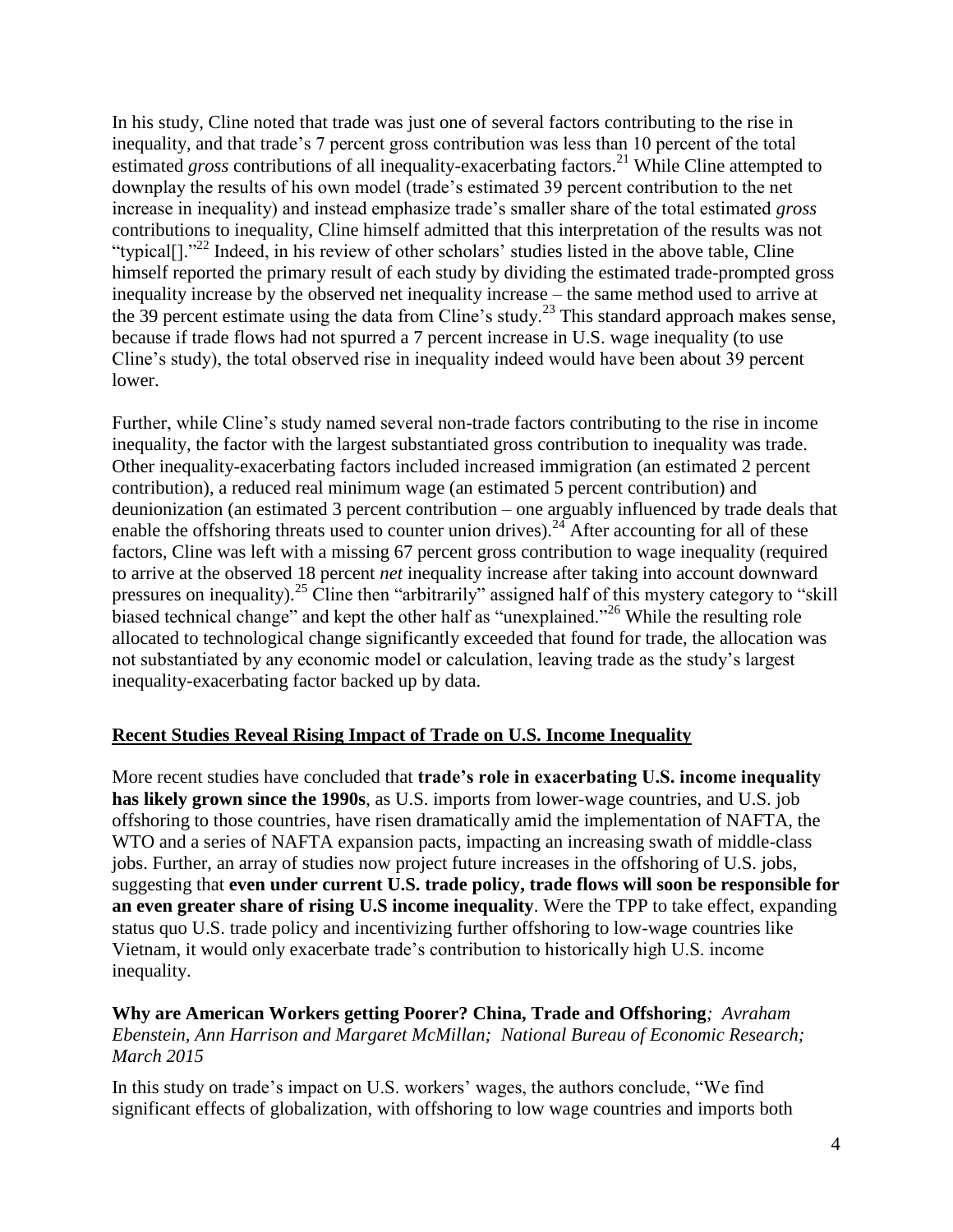In his study, Cline noted that trade was just one of several factors contributing to the rise in inequality, and that trade's 7 percent gross contribution was less than 10 percent of the total estimated *gross* contributions of all inequality-exacerbating factors.[21] While Cline attempted to downplay the results of his own model (trade's estimated 39 percent contribution to the net increase in inequality) and instead emphasize trade's smaller share of the total estimated *gross* contributions to inequality, Cline himself admitted that this interpretation of the results was not "typical[]."[22] Indeed, in his review of other scholars' studies listed in the above table, Cline himself reported the primary result of each study by dividing the estimated trade-prompted gross inequality increase by the observed net inequality increase – the same method used to arrive at the 39 percent estimate using the data from Cline's study.[23] This standard approach makes sense, because if trade flows had not spurred a 7 percent increase in U.S. wage inequality (to use Cline's study), the total observed rise in inequality indeed would have been about 39 percent lower.

Further, while Cline's study named several non-trade factors contributing to the rise in income inequality, the factor with the largest substantiated gross contribution to inequality was trade. Other inequality-exacerbating factors included increased immigration (an estimated 2 percent contribution), a reduced real minimum wage (an estimated 5 percent contribution) and deunionization (an estimated 3 percent contribution – one arguably influenced by trade deals that enable the offshoring threats used to counter union drives).[24] After accounting for all of these factors, Cline was left with a missing 67 percent gross contribution to wage inequality (required to arrive at the observed 18 percent *net* inequality increase after taking into account downward pressures on inequality).[25] Cline then "arbitrarily" assigned half of this mystery category to "skill biased technical change" and kept the other half as "unexplained."[26] While the resulting role allocated to technological change significantly exceeded that found for trade, the allocation was not substantiated by any economic model or calculation, leaving trade as the study's largest inequality-exacerbating factor backed up by data.

## Recent Studies Reveal Rising Impact of Trade on U.S. Income Inequality

More recent studies have concluded that **trade's role in exacerbating U.S. income inequality has likely grown since the 1990s**, as U.S. imports from lower-wage countries, and U.S. job offshoring to those countries, have risen dramatically amid the implementation of NAFTA, the WTO and a series of NAFTA expansion pacts, impacting an increasing swath of middle-class jobs. Further, an array of studies now project future increases in the offshoring of U.S. jobs, suggesting that **even under current U.S. trade policy, trade flows will soon be responsible for an even greater share of rising U.S income inequality**. Were the TPP to take effect, expanding status quo U.S. trade policy and incentivizing further offshoring to low-wage countries like Vietnam, it would only exacerbate trade's contribution to historically high U.S. income inequality.

**Why are American Workers getting Poorer? China, Trade and Offshoring***; Avraham Ebenstein, Ann Harrison and Margaret McMillan; National Bureau of Economic Research; March 2015*

In this study on trade's impact on U.S. workers' wages, the authors conclude, "We find significant effects of globalization, with offshoring to low wage countries and imports both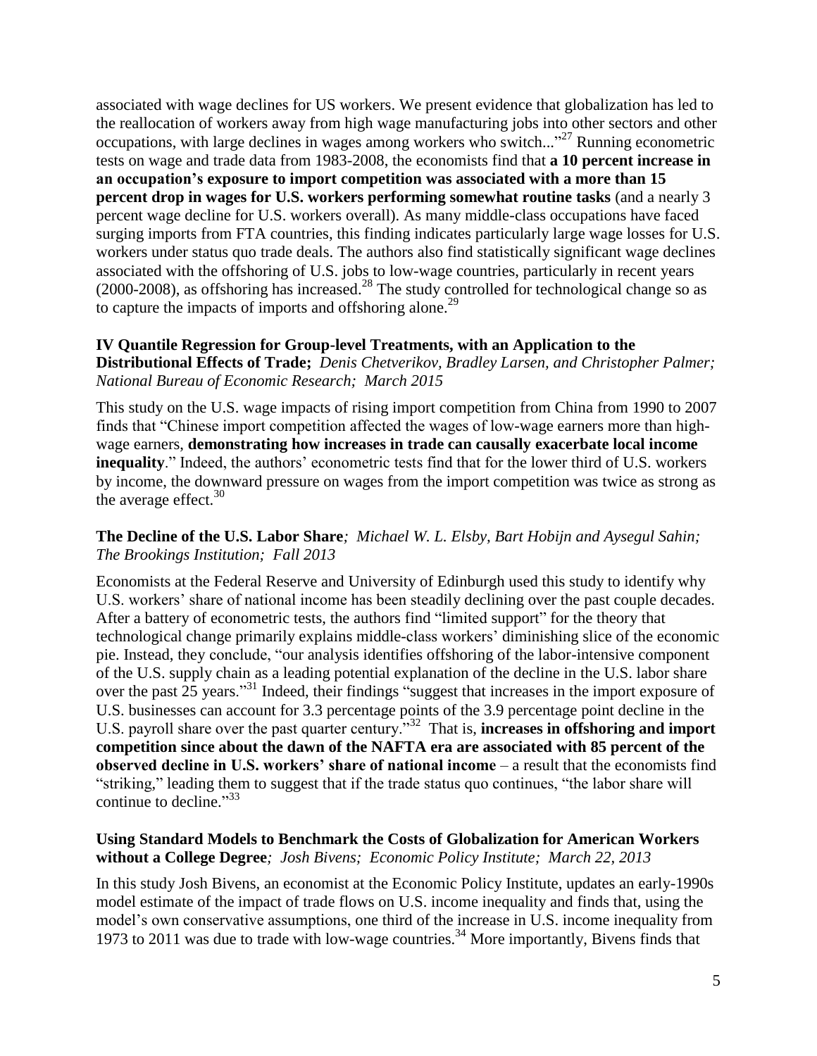associated with wage declines for US workers. We present evidence that globalization has led to the reallocation of workers away from high wage manufacturing jobs into other sectors and other occupations, with large declines in wages among workers who switch..."[27] Running econometric tests on wage and trade data from 1983-2008, the economists find that **a 10 percent increase in an occupation's exposure to import competition was associated with a more than 15 percent drop in wages for U.S. workers performing somewhat routine tasks** (and a nearly 3 percent wage decline for U.S. workers overall). As many middle-class occupations have faced surging imports from FTA countries, this finding indicates particularly large wage losses for U.S. workers under status quo trade deals. The authors also find statistically significant wage declines associated with the offshoring of U.S. jobs to low-wage countries, particularly in recent years (2000-2008), as offshoring has increased.[28] The study controlled for technological change so as to capture the impacts of imports and offshoring alone.[29]

**IV Quantile Regression for Group-level Treatments, with an Application to the Distributional Effects of Trade;** *Denis Chetverikov, Bradley Larsen, and Christopher Palmer; National Bureau of Economic Research; March 2015*

This study on the U.S. wage impacts of rising import competition from China from 1990 to 2007 finds that "Chinese import competition affected the wages of low-wage earners more than high-wage earners, **demonstrating how increases in trade can causally exacerbate local income inequality**." Indeed, the authors' econometric tests find that for the lower third of U.S. workers by income, the downward pressure on wages from the import competition was twice as strong as the average effect.[30]

**The Decline of the U.S. Labor Share***; Michael W. L. Elsby, Bart Hobijn and Aysegul Sahin; The Brookings Institution; Fall 2013*

Economists at the Federal Reserve and University of Edinburgh used this study to identify why U.S. workers' share of national income has been steadily declining over the past couple decades. After a battery of econometric tests, the authors find "limited support" for the theory that technological change primarily explains middle-class workers' diminishing slice of the economic pie. Instead, they conclude, "our analysis identifies offshoring of the labor-intensive component of the U.S. supply chain as a leading potential explanation of the decline in the U.S. labor share over the past 25 years."[31] Indeed, their findings "suggest that increases in the import exposure of U.S. businesses can account for 3.3 percentage points of the 3.9 percentage point decline in the U.S. payroll share over the past quarter century."[32] That is, **increases in offshoring and import competition since about the dawn of the NAFTA era are associated with 85 percent of the observed decline in U.S. workers' share of national income** – a result that the economists find "striking," leading them to suggest that if the trade status quo continues, "the labor share will continue to decline."[33]

**Using Standard Models to Benchmark the Costs of Globalization for American Workers without a College Degree***; Josh Bivens; Economic Policy Institute; March 22, 2013*

In this study Josh Bivens, an economist at the Economic Policy Institute, updates an early-1990s model estimate of the impact of trade flows on U.S. income inequality and finds that, using the model's own conservative assumptions, one third of the increase in U.S. income inequality from 1973 to 2011 was due to trade with low-wage countries.[34] More importantly, Bivens finds that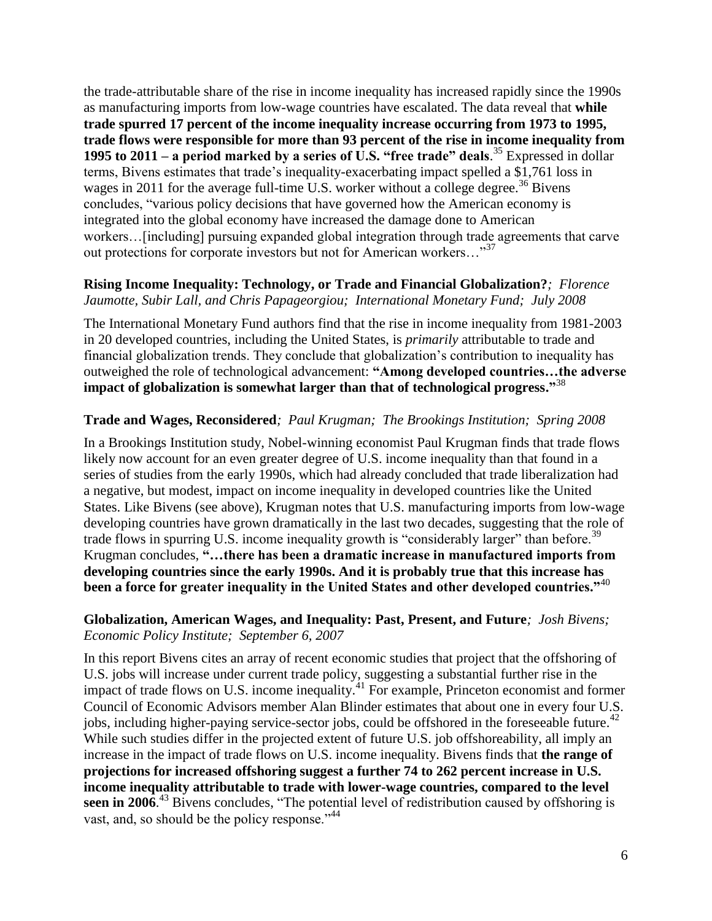the trade-attributable share of the rise in income inequality has increased rapidly since the 1990s as manufacturing imports from low-wage countries have escalated. The data reveal that **while trade spurred 17 percent of the income inequality increase occurring from 1973 to 1995, trade flows were responsible for more than 93 percent of the rise in income inequality from 1995 to 2011 – a period marked by a series of U.S. "free trade" deals**.[35] Expressed in dollar terms, Bivens estimates that trade's inequality-exacerbating impact spelled a $1,761 loss in wages in 2011 for the average full-time U.S. worker without a college degree.[36] Bivens concludes, "various policy decisions that have governed how the American economy is integrated into the global economy have increased the damage done to American workers…[including] pursuing expanded global integration through trade agreements that carve out protections for corporate investors but not for American workers…"[37]

**Rising Income Inequality: Technology, or Trade and Financial Globalization?**; *Florence Jaumotte, Subir Lall, and Chris Papageorgiou; International Monetary Fund; July 2008*

The International Monetary Fund authors find that the rise in income inequality from 1981-2003 in 20 developed countries, including the United States, is *primarily* attributable to trade and financial globalization trends. They conclude that globalization's contribution to inequality has outweighed the role of technological advancement: **"Among developed countries…the adverse impact of globalization is somewhat larger than that of technological progress."**[38]

**Trade and Wages, Reconsidered**; *Paul Krugman; The Brookings Institution; Spring 2008*

In a Brookings Institution study, Nobel-winning economist Paul Krugman finds that trade flows likely now account for an even greater degree of U.S. income inequality than that found in a series of studies from the early 1990s, which had already concluded that trade liberalization had a negative, but modest, impact on income inequality in developed countries like the United States. Like Bivens (see above), Krugman notes that U.S. manufacturing imports from low-wage developing countries have grown dramatically in the last two decades, suggesting that the role of trade flows in spurring U.S. income inequality growth is "considerably larger" than before.[39] Krugman concludes, **"…there has been a dramatic increase in manufactured imports from developing countries since the early 1990s. And it is probably true that this increase has been a force for greater inequality in the United States and other developed countries."**[40]

**Globalization, American Wages, and Inequality: Past, Present, and Future**; *Josh Bivens; Economic Policy Institute; September 6, 2007*

In this report Bivens cites an array of recent economic studies that project that the offshoring of U.S. jobs will increase under current trade policy, suggesting a substantial further rise in the impact of trade flows on U.S. income inequality.[41] For example, Princeton economist and former Council of Economic Advisors member Alan Blinder estimates that about one in every four U.S. jobs, including higher-paying service-sector jobs, could be offshored in the foreseeable future.[42] While such studies differ in the projected extent of future U.S. job offshoreability, all imply an increase in the impact of trade flows on U.S. income inequality. Bivens finds that **the range of projections for increased offshoring suggest a further 74 to 262 percent increase in U.S. income inequality attributable to trade with lower-wage countries, compared to the level seen in 2006**.[43] Bivens concludes, "The potential level of redistribution caused by offshoring is vast, and, so should be the policy response."[44]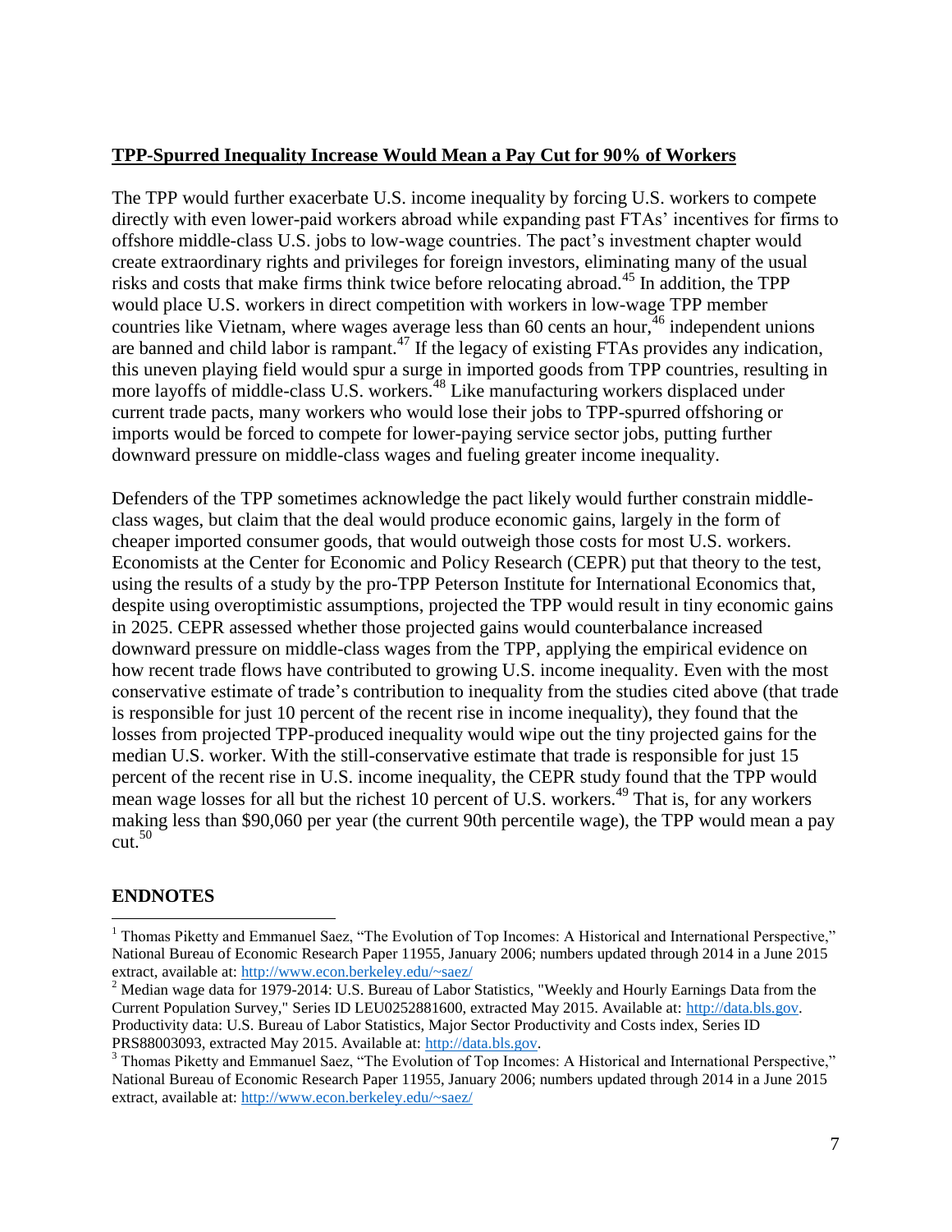**TPP-Spurred Inequality Increase Would Mean a Pay Cut for 90% of Workers**

The TPP would further exacerbate U.S. income inequality by forcing U.S. workers to compete directly with even lower-paid workers abroad while expanding past FTAs' incentives for firms to offshore middle-class U.S. jobs to low-wage countries. The pact's investment chapter would create extraordinary rights and privileges for foreign investors, eliminating many of the usual risks and costs that make firms think twice before relocating abroad.[45] In addition, the TPP would place U.S. workers in direct competition with workers in low-wage TPP member countries like Vietnam, where wages average less than 60 cents an hour,[46] independent unions are banned and child labor is rampant.[47] If the legacy of existing FTAs provides any indication, this uneven playing field would spur a surge in imported goods from TPP countries, resulting in more layoffs of middle-class U.S. workers.[48] Like manufacturing workers displaced under current trade pacts, many workers who would lose their jobs to TPP-spurred offshoring or imports would be forced to compete for lower-paying service sector jobs, putting further downward pressure on middle-class wages and fueling greater income inequality.

Defenders of the TPP sometimes acknowledge the pact likely would further constrain middle-class wages, but claim that the deal would produce economic gains, largely in the form of cheaper imported consumer goods, that would outweigh those costs for most U.S. workers. Economists at the Center for Economic and Policy Research (CEPR) put that theory to the test, using the results of a study by the pro-TPP Peterson Institute for International Economics that, despite using overoptimistic assumptions, projected the TPP would result in tiny economic gains in 2025. CEPR assessed whether those projected gains would counterbalance increased downward pressure on middle-class wages from the TPP, applying the empirical evidence on how recent trade flows have contributed to growing U.S. income inequality. Even with the most conservative estimate of trade's contribution to inequality from the studies cited above (that trade is responsible for just 10 percent of the recent rise in income inequality), they found that the losses from projected TPP-produced inequality would wipe out the tiny projected gains for the median U.S. worker. With the still-conservative estimate that trade is responsible for just 15 percent of the recent rise in U.S. income inequality, the CEPR study found that the TPP would mean wage losses for all but the richest 10 percent of U.S. workers.[49] That is, for any workers making less than $90,060 per year (the current 90th percentile wage), the TPP would mean a pay cut.[50]

## ENDNOTES

[1] Thomas Piketty and Emmanuel Saez, "The Evolution of Top Incomes: A Historical and International Perspective," National Bureau of Economic Research Paper 11955, January 2006; numbers updated through 2014 in a June 2015 extract, available at: http://www.econ.berkeley.edu/~saez/

[2] Median wage data for 1979-2014: U.S. Bureau of Labor Statistics, "Weekly and Hourly Earnings Data from the Current Population Survey," Series ID LEU0252881600, extracted May 2015. Available at: http://data.bls.gov. Productivity data: U.S. Bureau of Labor Statistics, Major Sector Productivity and Costs index, Series ID PRS88003093, extracted May 2015. Available at: http://data.bls.gov.

[3] Thomas Piketty and Emmanuel Saez, "The Evolution of Top Incomes: A Historical and International Perspective," National Bureau of Economic Research Paper 11955, January 2006; numbers updated through 2014 in a June 2015 extract, available at: http://www.econ.berkeley.edu/~saez/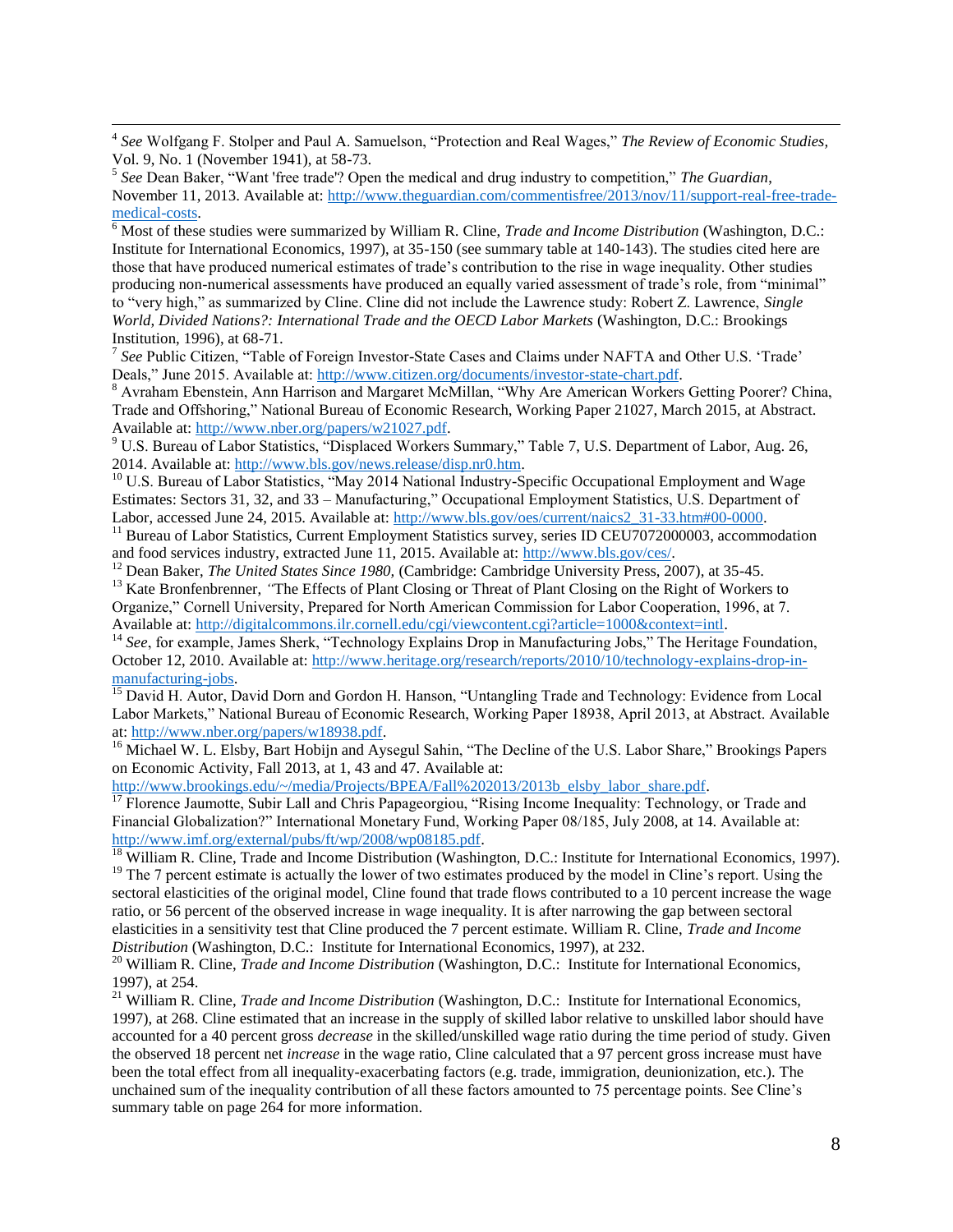[4] *See* Wolfgang F. Stolper and Paul A. Samuelson, "Protection and Real Wages," *The Review of Economic Studies*, Vol. 9, No. 1 (November 1941), at 58-73.

[5] *See* Dean Baker, "Want 'free trade'? Open the medical and drug industry to competition," *The Guardian*, November 11, 2013. Available at: http://www.theguardian.com/commentisfree/2013/nov/11/support-real-free-trade-medical-costs.

[6] Most of these studies were summarized by William R. Cline, *Trade and Income Distribution* (Washington, D.C.: Institute for International Economics, 1997), at 35-150 (see summary table at 140-143). The studies cited here are those that have produced numerical estimates of trade's contribution to the rise in wage inequality. Other studies producing non-numerical assessments have produced an equally varied assessment of trade's role, from "minimal" to "very high," as summarized by Cline. Cline did not include the Lawrence study: Robert Z. Lawrence, *Single World, Divided Nations?: International Trade and the OECD Labor Markets* (Washington, D.C.: Brookings Institution, 1996), at 68-71.

[7] *See* Public Citizen, "Table of Foreign Investor-State Cases and Claims under NAFTA and Other U.S. 'Trade' Deals," June 2015. Available at: http://www.citizen.org/documents/investor-state-chart.pdf.

[8] Avraham Ebenstein, Ann Harrison and Margaret McMillan, "Why Are American Workers Getting Poorer? China, Trade and Offshoring," National Bureau of Economic Research, Working Paper 21027, March 2015, at Abstract. Available at: http://www.nber.org/papers/w21027.pdf.

[9] U.S. Bureau of Labor Statistics, "Displaced Workers Summary," Table 7, U.S. Department of Labor, Aug. 26, 2014. Available at: http://www.bls.gov/news.release/disp.nr0.htm.

[10] U.S. Bureau of Labor Statistics, "May 2014 National Industry-Specific Occupational Employment and Wage Estimates: Sectors 31, 32, and 33 – Manufacturing," Occupational Employment Statistics, U.S. Department of Labor, accessed June 24, 2015. Available at: http://www.bls.gov/oes/current/naics2_31-33.htm#00-0000.

[11] Bureau of Labor Statistics, Current Employment Statistics survey, series ID CEU7072000003, accommodation and food services industry, extracted June 11, 2015. Available at: http://www.bls.gov/ces/.

[12] Dean Baker, *The United States Since 1980*, (Cambridge: Cambridge University Press, 2007), at 35-45.

[13] Kate Bronfenbrenner, "The Effects of Plant Closing or Threat of Plant Closing on the Right of Workers to Organize," Cornell University, Prepared for North American Commission for Labor Cooperation, 1996, at 7. Available at: http://digitalcommons.ilr.cornell.edu/cgi/viewcontent.cgi?article=1000&context=intl.

[14] *See*, for example, James Sherk, "Technology Explains Drop in Manufacturing Jobs," The Heritage Foundation, October 12, 2010. Available at: http://www.heritage.org/research/reports/2010/10/technology-explains-drop-in-manufacturing-jobs.

[15] David H. Autor, David Dorn and Gordon H. Hanson, "Untangling Trade and Technology: Evidence from Local Labor Markets," National Bureau of Economic Research, Working Paper 18938, April 2013, at Abstract. Available at: http://www.nber.org/papers/w18938.pdf.

[16] Michael W. L. Elsby, Bart Hobijn and Aysegul Sahin, "The Decline of the U.S. Labor Share," Brookings Papers on Economic Activity, Fall 2013, at 1, 43 and 47. Available at: http://www.brookings.edu/~/media/Projects/BPEA/Fall%202013/2013b_elsby_labor_share.pdf.

[17] Florence Jaumotte, Subir Lall and Chris Papageorgiou, "Rising Income Inequality: Technology, or Trade and Financial Globalization?" International Monetary Fund, Working Paper 08/185, July 2008, at 14. Available at: http://www.imf.org/external/pubs/ft/wp/2008/wp08185.pdf.

[18] William R. Cline, Trade and Income Distribution (Washington, D.C.: Institute for International Economics, 1997).

[19] The 7 percent estimate is actually the lower of two estimates produced by the model in Cline's report. Using the sectoral elasticities of the original model, Cline found that trade flows contributed to a 10 percent increase the wage ratio, or 56 percent of the observed increase in wage inequality. It is after narrowing the gap between sectoral elasticities in a sensitivity test that Cline produced the 7 percent estimate. William R. Cline, *Trade and Income Distribution* (Washington, D.C.: Institute for International Economics, 1997), at 232.

[20] William R. Cline, *Trade and Income Distribution* (Washington, D.C.: Institute for International Economics, 1997), at 254.

[21] William R. Cline, *Trade and Income Distribution* (Washington, D.C.: Institute for International Economics, 1997), at 268. Cline estimated that an increase in the supply of skilled labor relative to unskilled labor should have accounted for a 40 percent gross *decrease* in the skilled/unskilled wage ratio during the time period of study. Given the observed 18 percent net *increase* in the wage ratio, Cline calculated that a 97 percent gross increase must have been the total effect from all inequality-exacerbating factors (e.g. trade, immigration, deunionization, etc.). The unchained sum of the inequality contribution of all these factors amounted to 75 percentage points. See Cline's summary table on page 264 for more information.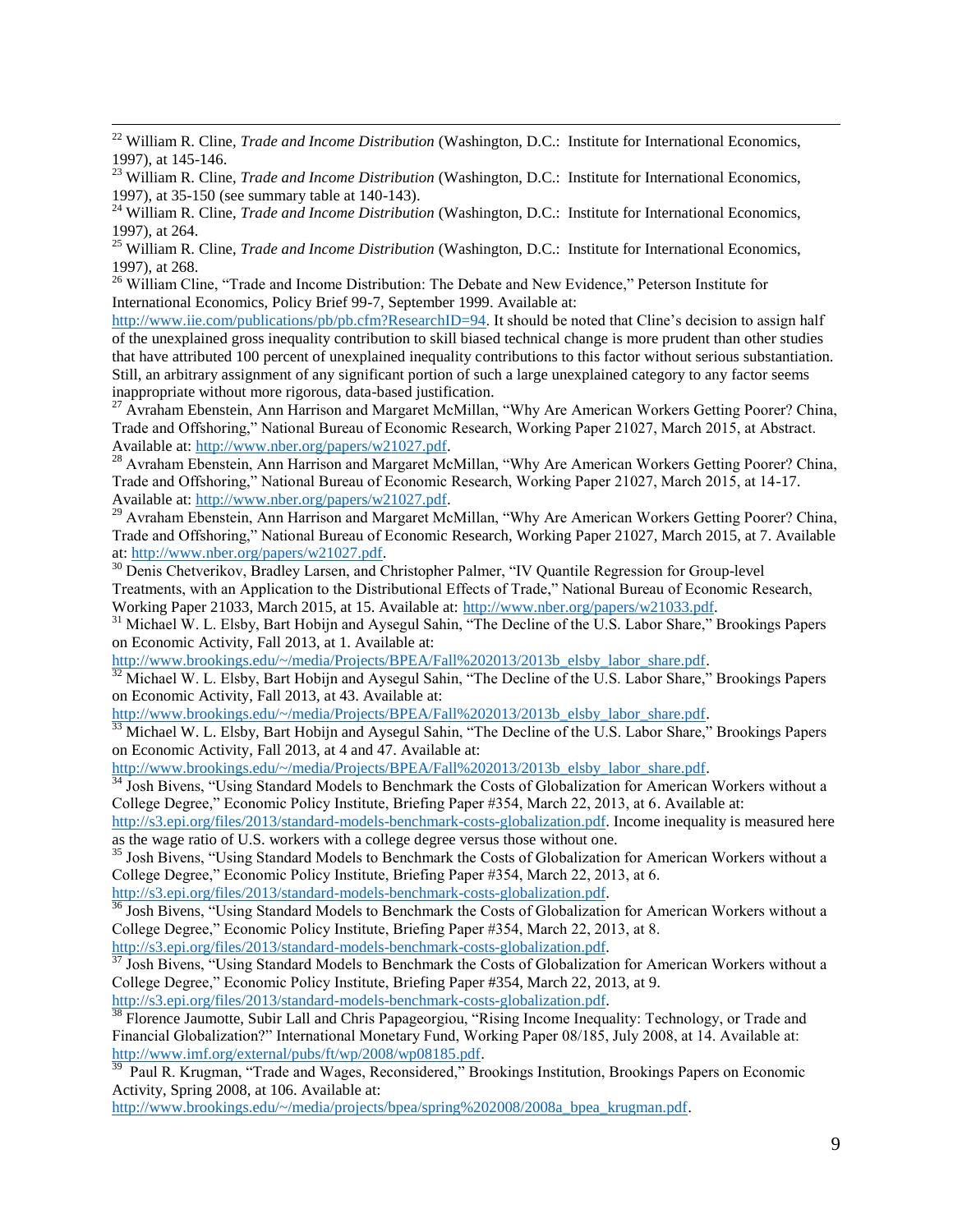[22] William R. Cline, *Trade and Income Distribution* (Washington, D.C.: Institute for International Economics, 1997), at 145-146.

[23] William R. Cline, *Trade and Income Distribution* (Washington, D.C.: Institute for International Economics, 1997), at 35-150 (see summary table at 140-143).

[24] William R. Cline, *Trade and Income Distribution* (Washington, D.C.: Institute for International Economics, 1997), at 264.

[25] William R. Cline, *Trade and Income Distribution* (Washington, D.C.: Institute for International Economics, 1997), at 268.

[26] William Cline, "Trade and Income Distribution: The Debate and New Evidence," Peterson Institute for International Economics, Policy Brief 99-7, September 1999. Available at: http://www.iie.com/publications/pb/pb.cfm?ResearchID=94. It should be noted that Cline's decision to assign half of the unexplained gross inequality contribution to skill biased technical change is more prudent than other studies that have attributed 100 percent of unexplained inequality contributions to this factor without serious substantiation. Still, an arbitrary assignment of any significant portion of such a large unexplained category to any factor seems inappropriate without more rigorous, data-based justification.

[27] Avraham Ebenstein, Ann Harrison and Margaret McMillan, "Why Are American Workers Getting Poorer? China, Trade and Offshoring," National Bureau of Economic Research, Working Paper 21027, March 2015, at Abstract. Available at: http://www.nber.org/papers/w21027.pdf.

[28] Avraham Ebenstein, Ann Harrison and Margaret McMillan, "Why Are American Workers Getting Poorer? China, Trade and Offshoring," National Bureau of Economic Research, Working Paper 21027, March 2015, at 14-17. Available at: http://www.nber.org/papers/w21027.pdf.

[29] Avraham Ebenstein, Ann Harrison and Margaret McMillan, "Why Are American Workers Getting Poorer? China, Trade and Offshoring," National Bureau of Economic Research, Working Paper 21027, March 2015, at 7. Available at: http://www.nber.org/papers/w21027.pdf.

[30] Denis Chetverikov, Bradley Larsen, and Christopher Palmer, "IV Quantile Regression for Group-level Treatments, with an Application to the Distributional Effects of Trade," National Bureau of Economic Research, Working Paper 21033, March 2015, at 15. Available at: http://www.nber.org/papers/w21033.pdf.

[31] Michael W. L. Elsby, Bart Hobijn and Aysegul Sahin, "The Decline of the U.S. Labor Share," Brookings Papers on Economic Activity, Fall 2013, at 1. Available at: http://www.brookings.edu/~/media/Projects/BPEA/Fall%202013/2013b_elsby_labor_share.pdf.

[32] Michael W. L. Elsby, Bart Hobijn and Aysegul Sahin, "The Decline of the U.S. Labor Share," Brookings Papers on Economic Activity, Fall 2013, at 43. Available at: http://www.brookings.edu/~/media/Projects/BPEA/Fall%202013/2013b_elsby_labor_share.pdf.

[33] Michael W. L. Elsby, Bart Hobijn and Aysegul Sahin, "The Decline of the U.S. Labor Share," Brookings Papers on Economic Activity, Fall 2013, at 4 and 47. Available at: http://www.brookings.edu/~/media/Projects/BPEA/Fall%202013/2013b_elsby_labor_share.pdf.

[34] Josh Bivens, "Using Standard Models to Benchmark the Costs of Globalization for American Workers without a College Degree," Economic Policy Institute, Briefing Paper #354, March 22, 2013, at 6. Available at: http://s3.epi.org/files/2013/standard-models-benchmark-costs-globalization.pdf. Income inequality is measured here as the wage ratio of U.S. workers with a college degree versus those without one.

[35] Josh Bivens, "Using Standard Models to Benchmark the Costs of Globalization for American Workers without a College Degree," Economic Policy Institute, Briefing Paper #354, March 22, 2013, at 6. http://s3.epi.org/files/2013/standard-models-benchmark-costs-globalization.pdf.

[36] Josh Bivens, "Using Standard Models to Benchmark the Costs of Globalization for American Workers without a College Degree," Economic Policy Institute, Briefing Paper #354, March 22, 2013, at 8. http://s3.epi.org/files/2013/standard-models-benchmark-costs-globalization.pdf.

[37] Josh Bivens, "Using Standard Models to Benchmark the Costs of Globalization for American Workers without a College Degree," Economic Policy Institute, Briefing Paper #354, March 22, 2013, at 9. http://s3.epi.org/files/2013/standard-models-benchmark-costs-globalization.pdf.

[38] Florence Jaumotte, Subir Lall and Chris Papageorgiou, "Rising Income Inequality: Technology, or Trade and Financial Globalization?" International Monetary Fund, Working Paper 08/185, July 2008, at 14. Available at: http://www.imf.org/external/pubs/ft/wp/2008/wp08185.pdf.

[39] Paul R. Krugman, "Trade and Wages, Reconsidered," Brookings Institution, Brookings Papers on Economic Activity, Spring 2008, at 106. Available at: http://www.brookings.edu/~/media/projects/bpea/spring%202008/2008a_bpea_krugman.pdf.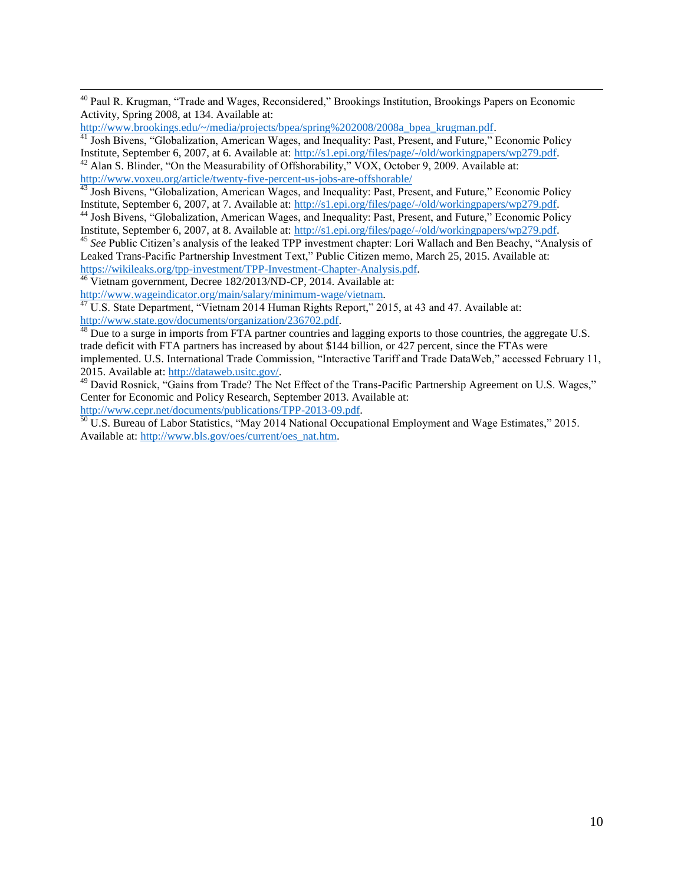[40] Paul R. Krugman, "Trade and Wages, Reconsidered," Brookings Institution, Brookings Papers on Economic Activity, Spring 2008, at 134. Available at: http://www.brookings.edu/~/media/projects/bpea/spring%202008/2008a_bpea_krugman.pdf.

[41] Josh Bivens, "Globalization, American Wages, and Inequality: Past, Present, and Future," Economic Policy Institute, September 6, 2007, at 6. Available at: http://s1.epi.org/files/page/-/old/workingpapers/wp279.pdf.

[42] Alan S. Blinder, "On the Measurability of Offshorability," VOX, October 9, 2009. Available at: http://www.voxeu.org/article/twenty-five-percent-us-jobs-are-offshorable/

[43] Josh Bivens, "Globalization, American Wages, and Inequality: Past, Present, and Future," Economic Policy Institute, September 6, 2007, at 7. Available at: http://s1.epi.org/files/page/-/old/workingpapers/wp279.pdf.

[44] Josh Bivens, "Globalization, American Wages, and Inequality: Past, Present, and Future," Economic Policy Institute, September 6, 2007, at 8. Available at: http://s1.epi.org/files/page/-/old/workingpapers/wp279.pdf.

[45] *See* Public Citizen's analysis of the leaked TPP investment chapter: Lori Wallach and Ben Beachy, "Analysis of Leaked Trans-Pacific Partnership Investment Text," Public Citizen memo, March 25, 2015. Available at: https://wikileaks.org/tpp-investment/TPP-Investment-Chapter-Analysis.pdf.

[46] Vietnam government, Decree 182/2013/ND-CP, 2014. Available at: http://www.wageindicator.org/main/salary/minimum-wage/vietnam.

[47] U.S. State Department, "Vietnam 2014 Human Rights Report," 2015, at 43 and 47. Available at: http://www.state.gov/documents/organization/236702.pdf.

[48] Due to a surge in imports from FTA partner countries and lagging exports to those countries, the aggregate U.S. trade deficit with FTA partners has increased by about $144 billion, or 427 percent, since the FTAs were implemented. U.S. International Trade Commission, "Interactive Tariff and Trade DataWeb," accessed February 11, 2015. Available at: http://dataweb.usitc.gov/.

[49] David Rosnick, "Gains from Trade? The Net Effect of the Trans-Pacific Partnership Agreement on U.S. Wages," Center for Economic and Policy Research, September 2013. Available at: http://www.cepr.net/documents/publications/TPP-2013-09.pdf.

[50] U.S. Bureau of Labor Statistics, "May 2014 National Occupational Employment and Wage Estimates," 2015. Available at: http://www.bls.gov/oes/current/oes_nat.htm.